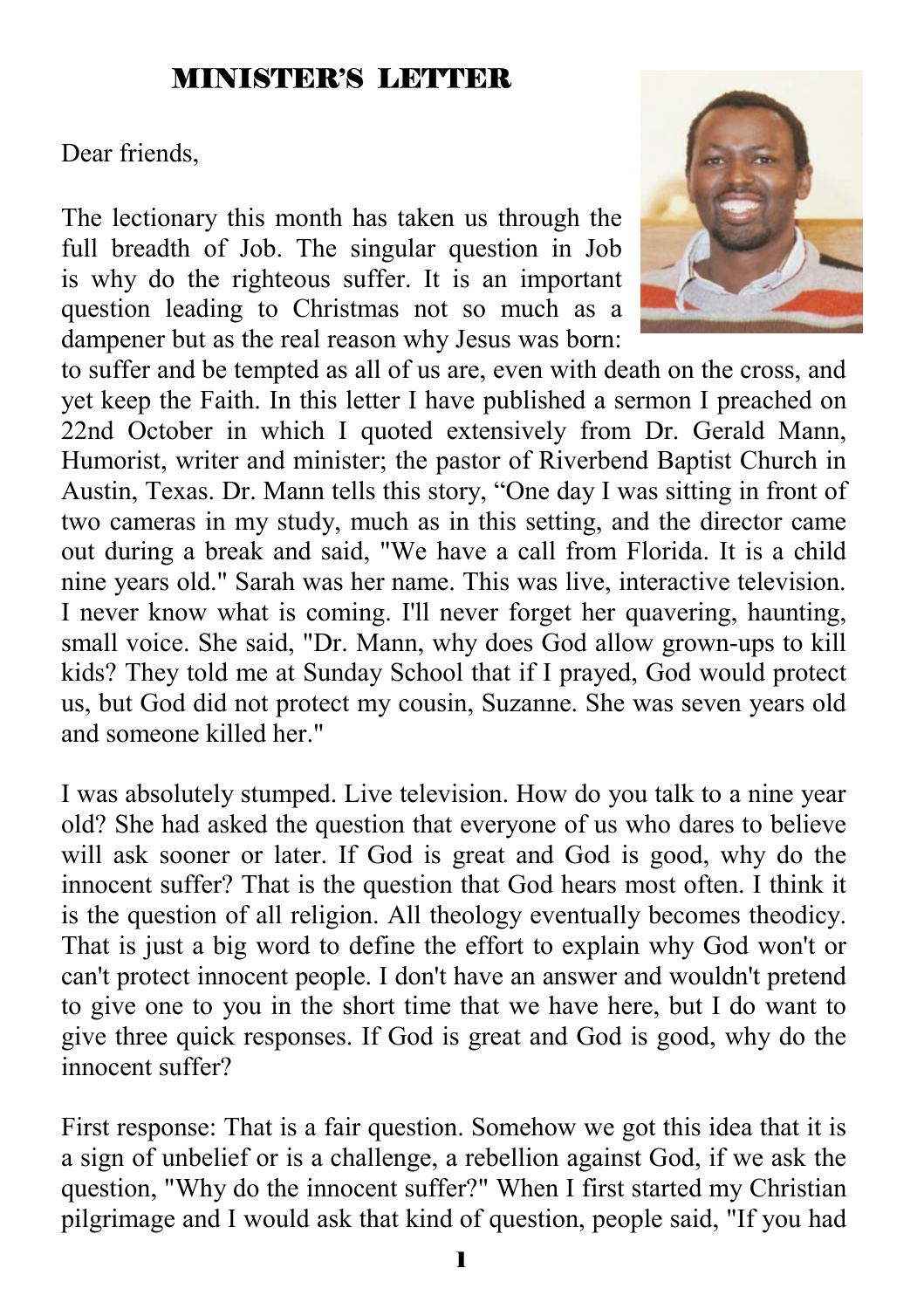# MINISTER'S LETTER

Dear friends,

The lectionary this month has taken us through the full breadth of Job. The singular question in Job is why do the righteous suffer. It is an important question leading to Christmas not so much as a dampener but as the real reason why Jesus was born: to suffer and be tempted as all of us are, even with death on the cross, and yet keep the Faith. In this letter I have published a sermon I preached on 22nd October in which I quoted extensively from Dr. Gerald Mann, Humorist, writer and minister; the pastor of Riverbend Baptist Church in Austin, Texas. Dr. Mann tells this story, "One day I was sitting in front of two cameras in my study, much as in this setting, and the director came out during a break and said, "We have a call from Florida. It is a child nine years old." Sarah was her name. This was live, interactive television. I never know what is coming. I'll never forget her quavering, haunting, small voice. She said, "Dr. Mann, why does God allow grown-ups to kill kids? They told me at Sunday School that if I prayed, God would protect us, but God did not protect my cousin, Suzanne. She was seven years old and someone killed her."

I was absolutely stumped. Live television. How do you talk to a nine year old? She had asked the question that everyone of us who dares to believe will ask sooner or later. If God is great and God is good, why do the innocent suffer? That is the question that God hears most often. I think it is the question of all religion. All theology eventually becomes theodicy. That is just a big word to define the effort to explain why God won't or can't protect innocent people. I don't have an answer and wouldn't pretend to give one to you in the short time that we have here, but I do want to give three quick responses. If God is great and God is good, why do the innocent suffer?

First response: That is a fair question. Somehow we got this idea that it is a sign of unbelief or is a challenge, a rebellion against God, if we ask the question, "Why do the innocent suffer?" When I first started my Christian pilgrimage and I would ask that kind of question, people said, "If you had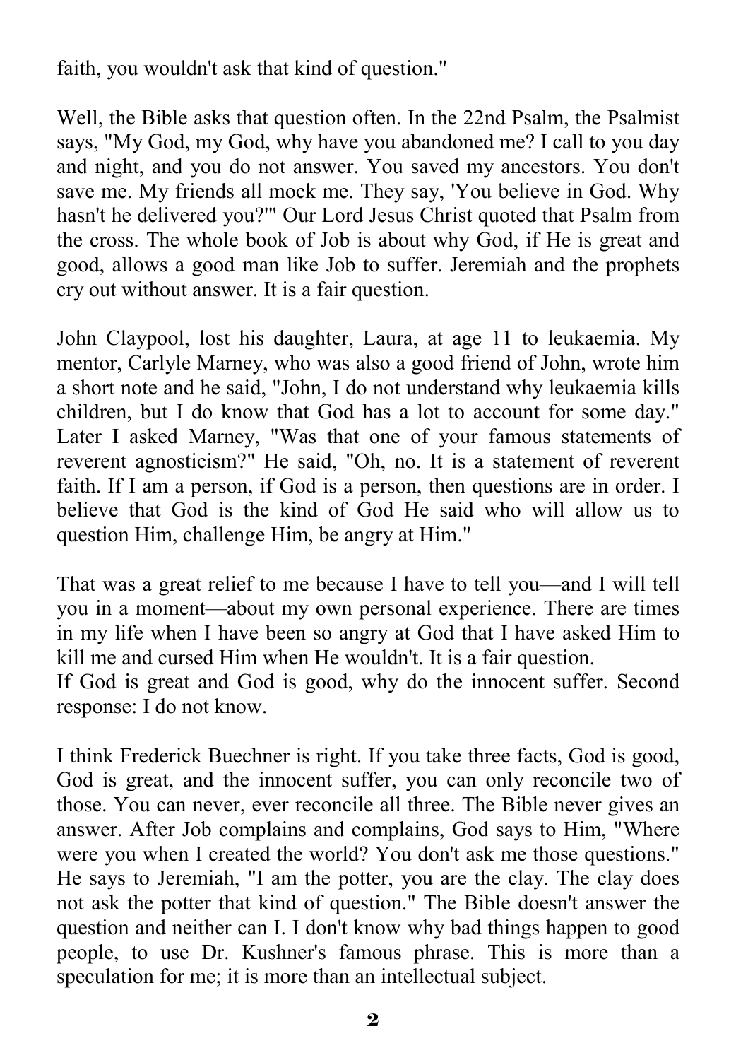faith, you wouldn't ask that kind of question."

Well, the Bible asks that question often. In the 22nd Psalm, the Psalmist says, "My God, my God, why have you abandoned me? I call to you day and night, and you do not answer. You saved my ancestors. You don't save me. My friends all mock me. They say, 'You believe in God. Why hasn't he delivered you?'" Our Lord Jesus Christ quoted that Psalm from the cross. The whole book of Job is about why God, if He is great and good, allows a good man like Job to suffer. Jeremiah and the prophets cry out without answer. It is a fair question.

John Claypool, lost his daughter, Laura, at age 11 to leukaemia. My mentor, Carlyle Marney, who was also a good friend of John, wrote him a short note and he said, "John, I do not understand why leukaemia kills children, but I do know that God has a lot to account for some day." Later I asked Marney, "Was that one of your famous statements of reverent agnosticism?" He said, "Oh, no. It is a statement of reverent faith. If I am a person, if God is a person, then questions are in order. I believe that God is the kind of God He said who will allow us to question Him, challenge Him, be angry at Him."

That was a great relief to me because I have to tell you—and I will tell you in a moment—about my own personal experience. There are times in my life when I have been so angry at God that I have asked Him to kill me and cursed Him when He wouldn't. It is a fair question.
If God is great and God is good, why do the innocent suffer. Second response: I do not know.

I think Frederick Buechner is right. If you take three facts, God is good, God is great, and the innocent suffer, you can only reconcile two of those. You can never, ever reconcile all three. The Bible never gives an answer. After Job complains and complains, God says to Him, "Where were you when I created the world? You don't ask me those questions." He says to Jeremiah, "I am the potter, you are the clay. The clay does not ask the potter that kind of question." The Bible doesn't answer the question and neither can I. I don't know why bad things happen to good people, to use Dr. Kushner's famous phrase. This is more than a speculation for me; it is more than an intellectual subject.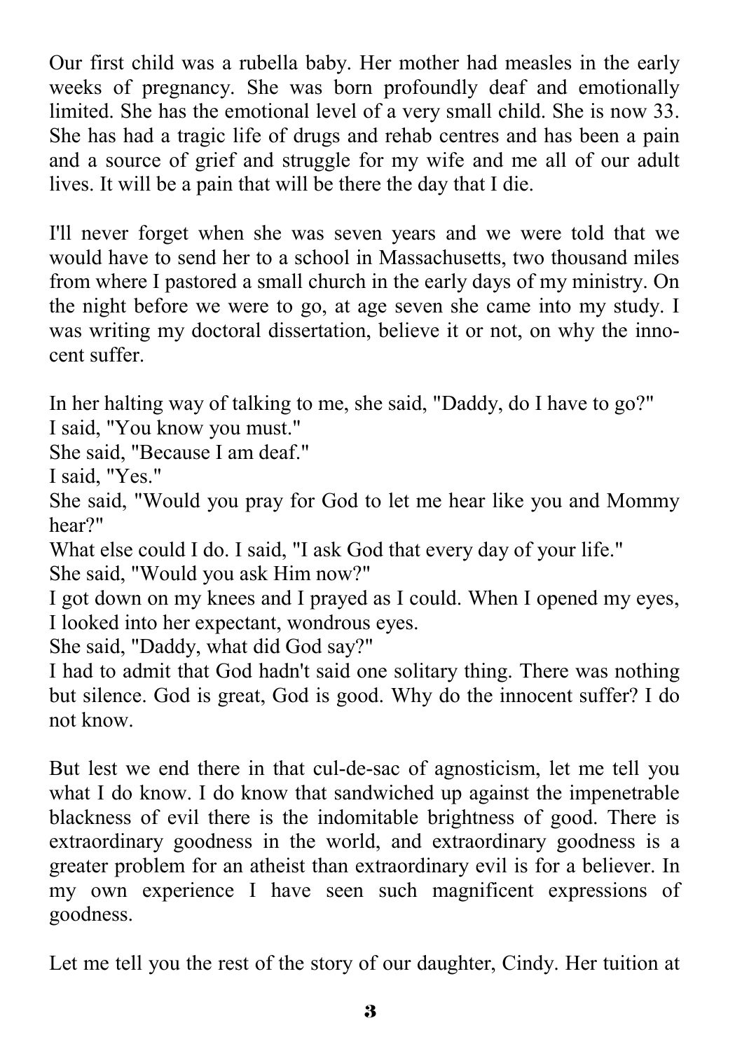Our first child was a rubella baby. Her mother had measles in the early weeks of pregnancy. She was born profoundly deaf and emotionally limited. She has the emotional level of a very small child. She is now 33. She has had a tragic life of drugs and rehab centres and has been a pain and a source of grief and struggle for my wife and me all of our adult lives. It will be a pain that will be there the day that I die.

I'll never forget when she was seven years and we were told that we would have to send her to a school in Massachusetts, two thousand miles from where I pastored a small church in the early days of my ministry. On the night before we were to go, at age seven she came into my study. I was writing my doctoral dissertation, believe it or not, on why the innocent suffer.

In her halting way of talking to me, she said, "Daddy, do I have to go?"
I said, "You know you must."
She said, "Because I am deaf."
I said, "Yes."
She said, "Would you pray for God to let me hear like you and Mommy hear?"
What else could I do. I said, "I ask God that every day of your life."
She said, "Would you ask Him now?"
I got down on my knees and I prayed as I could. When I opened my eyes, I looked into her expectant, wondrous eyes.
She said, "Daddy, what did God say?"
I had to admit that God hadn't said one solitary thing. There was nothing but silence. God is great, God is good. Why do the innocent suffer? I do not know.

But lest we end there in that cul-de-sac of agnosticism, let me tell you what I do know. I do know that sandwiched up against the impenetrable blackness of evil there is the indomitable brightness of good. There is extraordinary goodness in the world, and extraordinary goodness is a greater problem for an atheist than extraordinary evil is for a believer. In my own experience I have seen such magnificent expressions of goodness.

Let me tell you the rest of the story of our daughter, Cindy. Her tuition at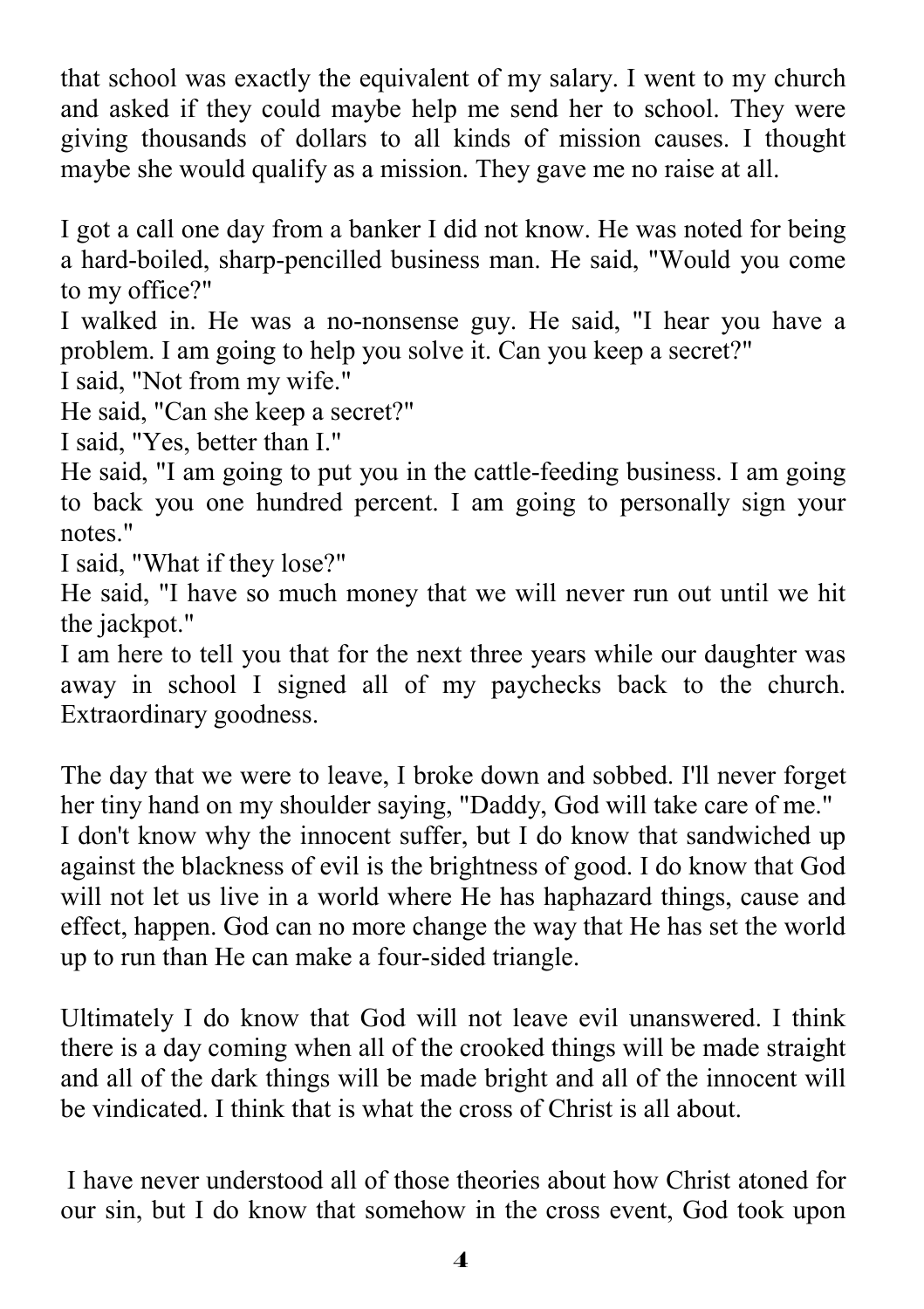that school was exactly the equivalent of my salary. I went to my church and asked if they could maybe help me send her to school. They were giving thousands of dollars to all kinds of mission causes. I thought maybe she would qualify as a mission. They gave me no raise at all.

I got a call one day from a banker I did not know. He was noted for being a hard-boiled, sharp-pencilled business man. He said, "Would you come to my office?"

I walked in. He was a no-nonsense guy. He said, "I hear you have a problem. I am going to help you solve it. Can you keep a secret?"

I said, "Not from my wife."

He said, "Can she keep a secret?"

I said, "Yes, better than I."

He said, "I am going to put you in the cattle-feeding business. I am going to back you one hundred percent. I am going to personally sign your notes."

I said, "What if they lose?"

He said, "I have so much money that we will never run out until we hit the jackpot."

I am here to tell you that for the next three years while our daughter was away in school I signed all of my paychecks back to the church. Extraordinary goodness.

The day that we were to leave, I broke down and sobbed. I'll never forget her tiny hand on my shoulder saying, "Daddy, God will take care of me."

I don't know why the innocent suffer, but I do know that sandwiched up against the blackness of evil is the brightness of good. I do know that God will not let us live in a world where He has haphazard things, cause and effect, happen. God can no more change the way that He has set the world up to run than He can make a four-sided triangle.

Ultimately I do know that God will not leave evil unanswered. I think there is a day coming when all of the crooked things will be made straight and all of the dark things will be made bright and all of the innocent will be vindicated. I think that is what the cross of Christ is all about.

I have never understood all of those theories about how Christ atoned for our sin, but I do know that somehow in the cross event, God took upon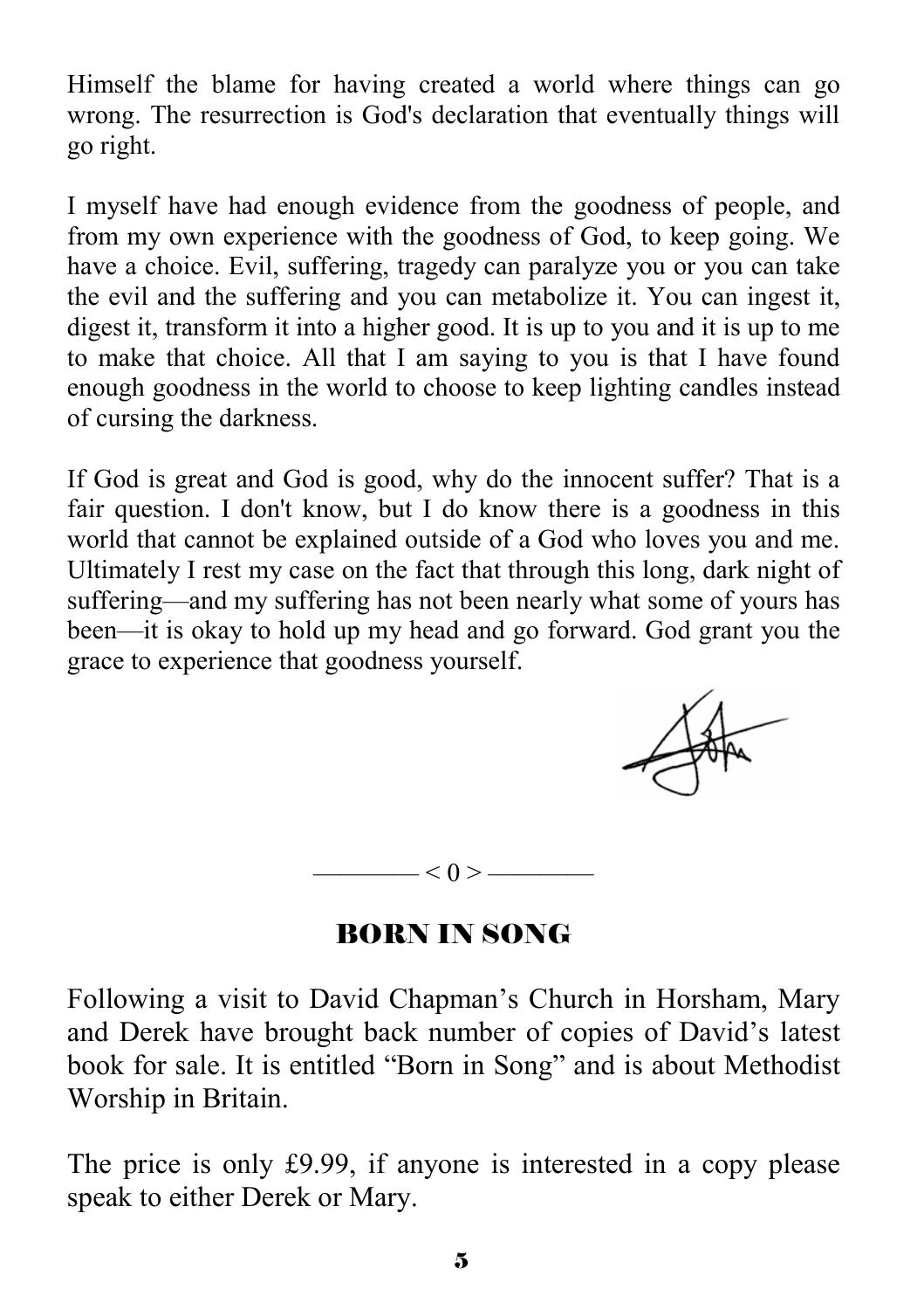Himself the blame for having created a world where things can go wrong. The resurrection is God's declaration that eventually things will go right.

I myself have had enough evidence from the goodness of people, and from my own experience with the goodness of God, to keep going. We have a choice. Evil, suffering, tragedy can paralyze you or you can take the evil and the suffering and you can metabolize it. You can ingest it, digest it, transform it into a higher good. It is up to you and it is up to me to make that choice. All that I am saying to you is that I have found enough goodness in the world to choose to keep lighting candles instead of cursing the darkness.

If God is great and God is good, why do the innocent suffer? That is a fair question. I don't know, but I do know there is a goodness in this world that cannot be explained outside of a God who loves you and me. Ultimately I rest my case on the fact that through this long, dark night of suffering—and my suffering has not been nearly what some of yours has been—it is okay to hold up my head and go forward. God grant you the grace to experience that goodness yourself.

——— < 0 > ———

## BORN IN SONG

Following a visit to David Chapman's Church in Horsham, Mary and Derek have brought back number of copies of David's latest book for sale. It is entitled "Born in Song" and is about Methodist Worship in Britain.

The price is only £9.99, if anyone is interested in a copy please speak to either Derek or Mary.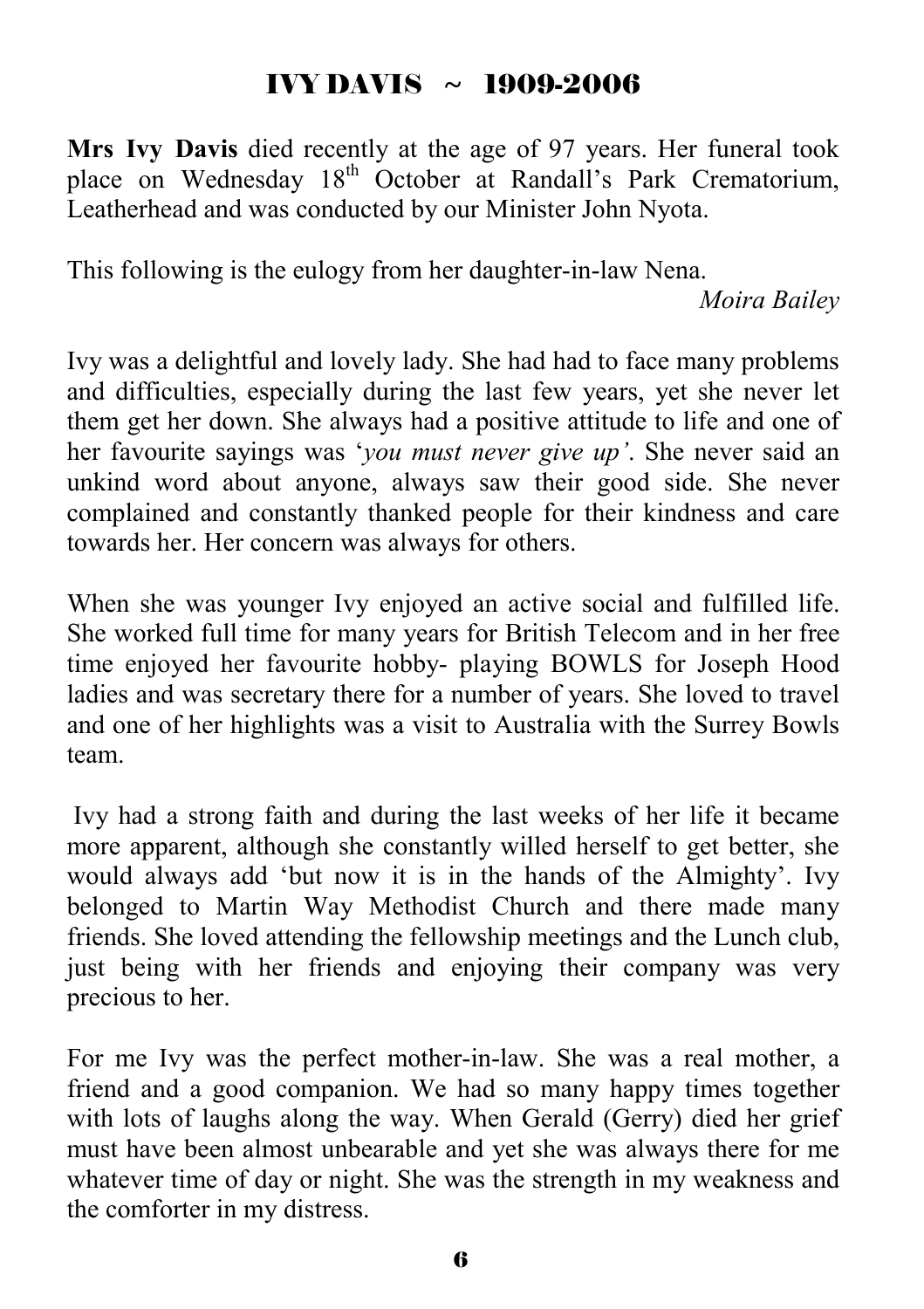# IVY DAVIS ~ 1909-2006

**Mrs Ivy Davis** died recently at the age of 97 years. Her funeral took place on Wednesday 18th October at Randall's Park Crematorium, Leatherhead and was conducted by our Minister John Nyota.

This following is the eulogy from her daughter-in-law Nena.

*Moira Bailey*

Ivy was a delightful and lovely lady. She had had to face many problems and difficulties, especially during the last few years, yet she never let them get her down. She always had a positive attitude to life and one of her favourite sayings was '*you must never give up'*. She never said an unkind word about anyone, always saw their good side. She never complained and constantly thanked people for their kindness and care towards her. Her concern was always for others.

When she was younger Ivy enjoyed an active social and fulfilled life. She worked full time for many years for British Telecom and in her free time enjoyed her favourite hobby- playing BOWLS for Joseph Hood ladies and was secretary there for a number of years. She loved to travel and one of her highlights was a visit to Australia with the Surrey Bowls team.

Ivy had a strong faith and during the last weeks of her life it became more apparent, although she constantly willed herself to get better, she would always add 'but now it is in the hands of the Almighty'. Ivy belonged to Martin Way Methodist Church and there made many friends. She loved attending the fellowship meetings and the Lunch club, just being with her friends and enjoying their company was very precious to her.

For me Ivy was the perfect mother-in-law. She was a real mother, a friend and a good companion. We had so many happy times together with lots of laughs along the way. When Gerald (Gerry) died her grief must have been almost unbearable and yet she was always there for me whatever time of day or night. She was the strength in my weakness and the comforter in my distress.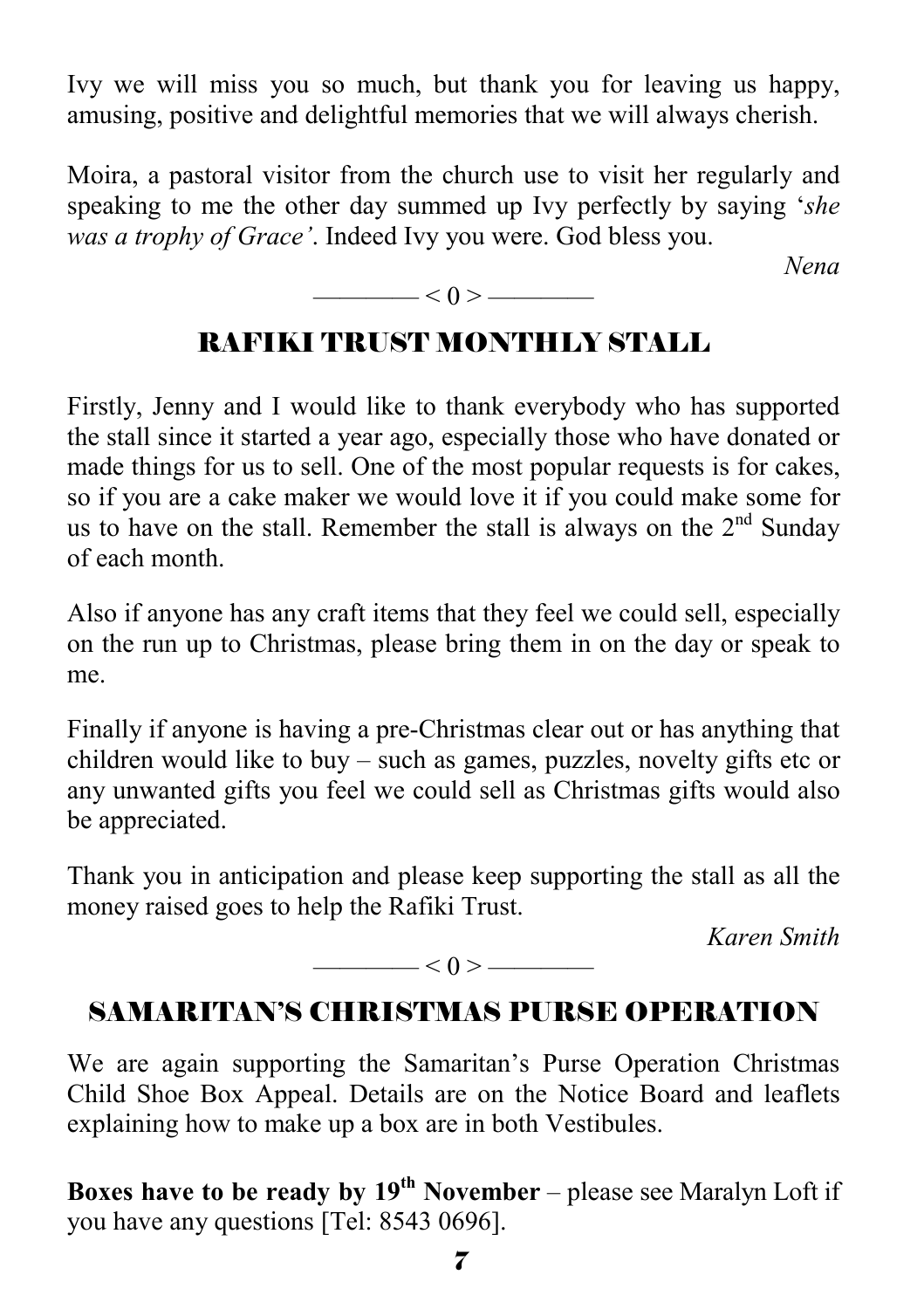Ivy we will miss you so much, but thank you for leaving us happy, amusing, positive and delightful memories that we will always cherish.

Moira, a pastoral visitor from the church use to visit her regularly and speaking to me the other day summed up Ivy perfectly by saying '*she was a trophy of Grace'*. Indeed Ivy you were. God bless you.

*Nena*

———— < 0 > ————

## RAFIKI TRUST MONTHLY STALL

Firstly, Jenny and I would like to thank everybody who has supported the stall since it started a year ago, especially those who have donated or made things for us to sell. One of the most popular requests is for cakes, so if you are a cake maker we would love it if you could make some for us to have on the stall. Remember the stall is always on the 2nd Sunday of each month.

Also if anyone has any craft items that they feel we could sell, especially on the run up to Christmas, please bring them in on the day or speak to me.

Finally if anyone is having a pre-Christmas clear out or has anything that children would like to buy – such as games, puzzles, novelty gifts etc or any unwanted gifts you feel we could sell as Christmas gifts would also be appreciated.

Thank you in anticipation and please keep supporting the stall as all the money raised goes to help the Rafiki Trust.

*Karen Smith*

———— < 0 > ————

## SAMARITAN'S CHRISTMAS PURSE OPERATION

We are again supporting the Samaritan's Purse Operation Christmas Child Shoe Box Appeal. Details are on the Notice Board and leaflets explaining how to make up a box are in both Vestibules.

**Boxes have to be ready by 19th November** – please see Maralyn Loft if you have any questions [Tel: 8543 0696].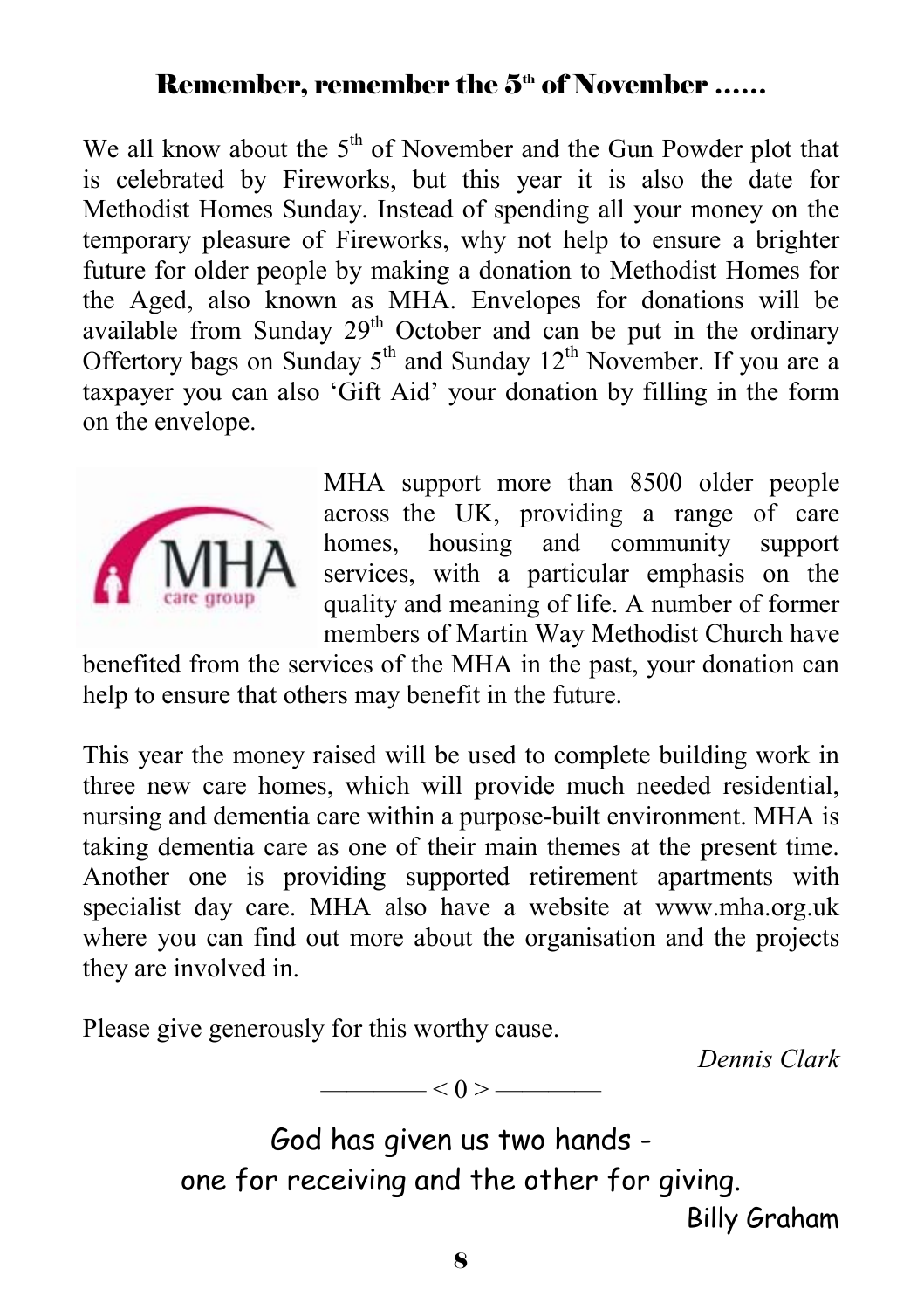## Remember, remember the 5th of November ……

We all know about the 5th of November and the Gun Powder plot that is celebrated by Fireworks, but this year it is also the date for Methodist Homes Sunday. Instead of spending all your money on the temporary pleasure of Fireworks, why not help to ensure a brighter future for older people by making a donation to Methodist Homes for the Aged, also known as MHA. Envelopes for donations will be available from Sunday 29th October and can be put in the ordinary Offertory bags on Sunday 5th and Sunday 12th November. If you are a taxpayer you can also 'Gift Aid' your donation by filling in the form on the envelope.

MHA support more than 8500 older people across the UK, providing a range of care homes, housing and community support services, with a particular emphasis on the quality and meaning of life. A number of former members of Martin Way Methodist Church have benefited from the services of the MHA in the past, your donation can help to ensure that others may benefit in the future.

This year the money raised will be used to complete building work in three new care homes, which will provide much needed residential, nursing and dementia care within a purpose-built environment. MHA is taking dementia care as one of their main themes at the present time. Another one is providing supported retirement apartments with specialist day care. MHA also have a website at www.mha.org.uk where you can find out more about the organisation and the projects they are involved in.

Please give generously for this worthy cause.

*Dennis Clark*

———— < 0 > ————

God has given us two hands -
one for receiving and the other for giving.

Billy Graham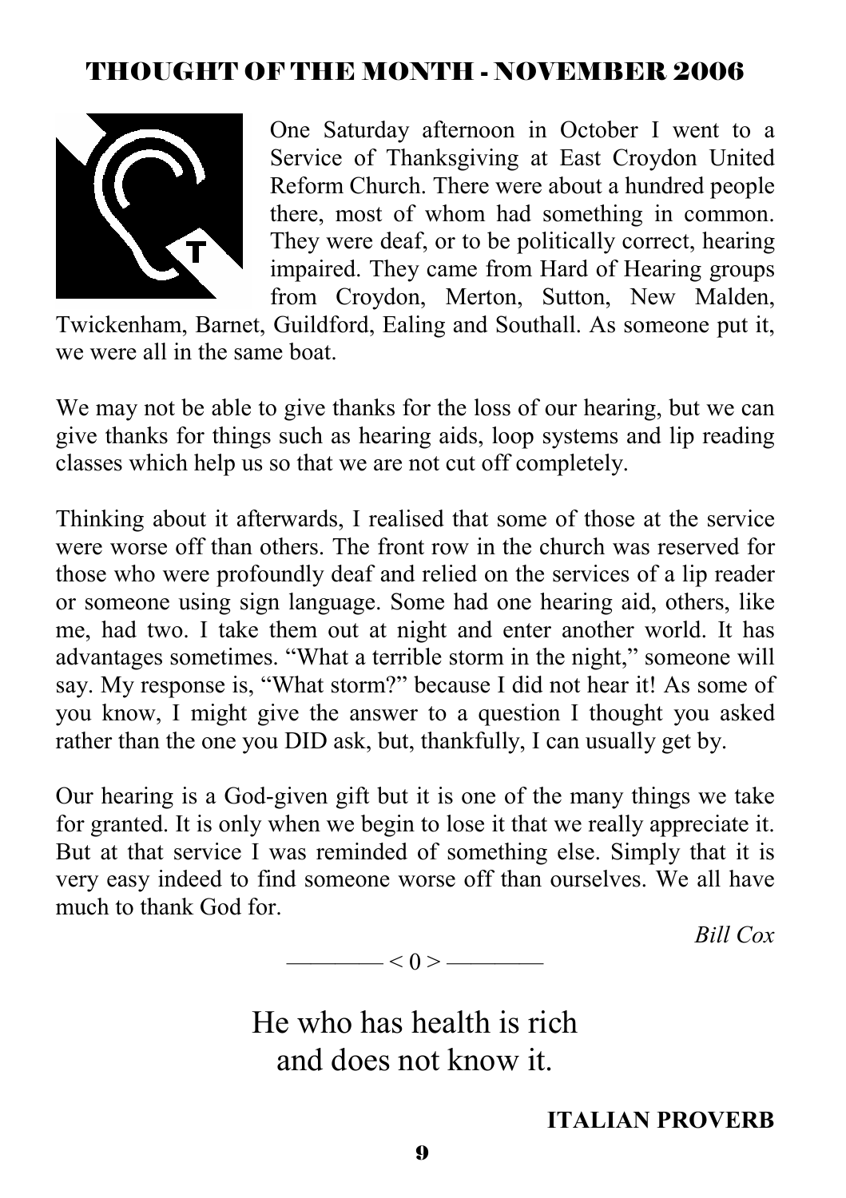## THOUGHT OF THE MONTH - NOVEMBER 2006

One Saturday afternoon in October I went to a Service of Thanksgiving at East Croydon United Reform Church. There were about a hundred people there, most of whom had something in common. They were deaf, or to be politically correct, hearing impaired. They came from Hard of Hearing groups from Croydon, Merton, Sutton, New Malden, Twickenham, Barnet, Guildford, Ealing and Southall. As someone put it, we were all in the same boat.

We may not be able to give thanks for the loss of our hearing, but we can give thanks for things such as hearing aids, loop systems and lip reading classes which help us so that we are not cut off completely.

Thinking about it afterwards, I realised that some of those at the service were worse off than others. The front row in the church was reserved for those who were profoundly deaf and relied on the services of a lip reader or someone using sign language. Some had one hearing aid, others, like me, had two. I take them out at night and enter another world. It has advantages sometimes. "What a terrible storm in the night," someone will say. My response is, "What storm?" because I did not hear it! As some of you know, I might give the answer to a question I thought you asked rather than the one you DID ask, but, thankfully, I can usually get by.

Our hearing is a God-given gift but it is one of the many things we take for granted. It is only when we begin to lose it that we really appreciate it. But at that service I was reminded of something else. Simply that it is very easy indeed to find someone worse off than ourselves. We all have much to thank God for.

*Bill Cox*

———— < 0 > ————

He who has health is rich
and does not know it.

**ITALIAN PROVERB**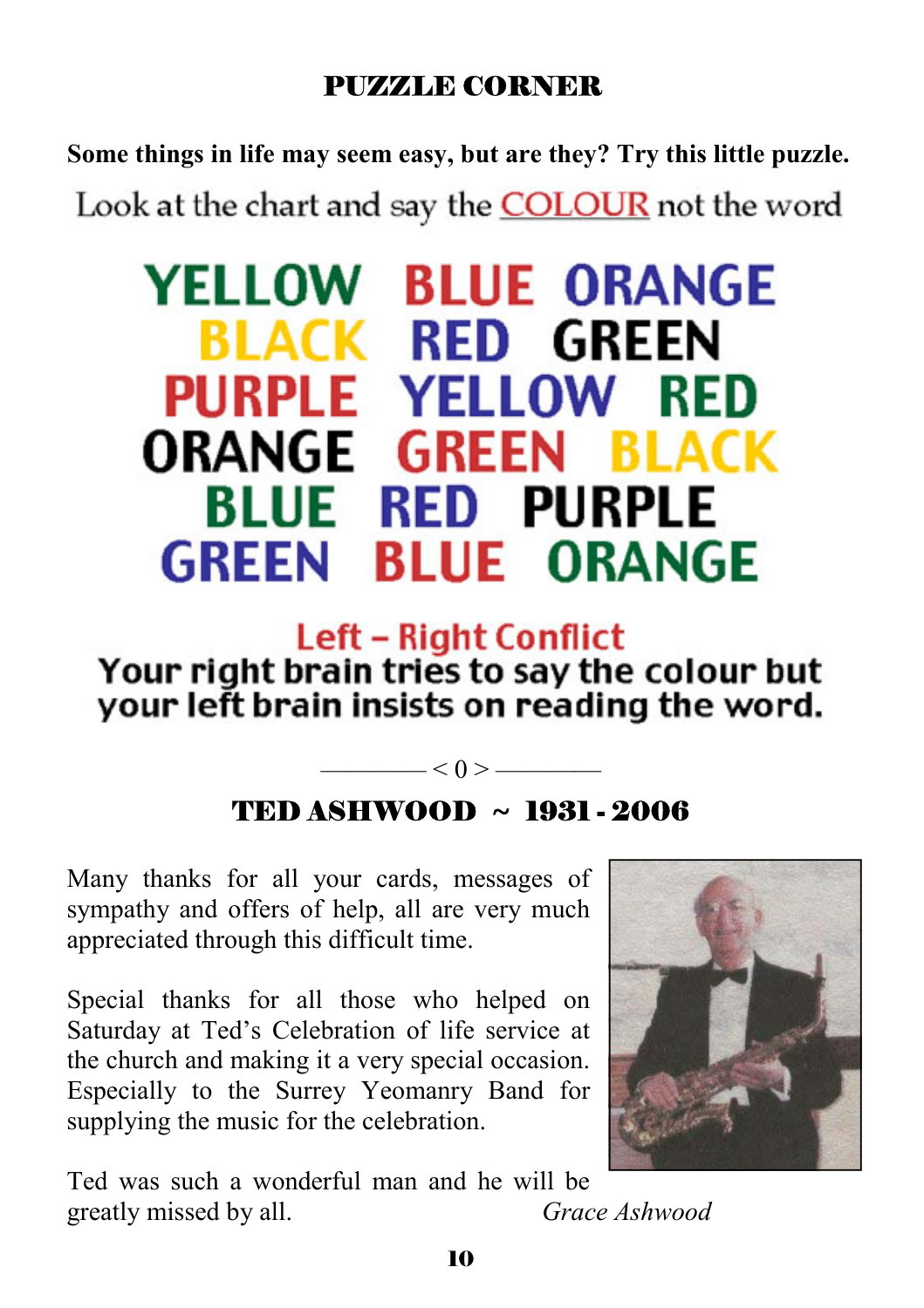## PUZZLE CORNER

**Some things in life may seem easy, but are they? Try this little puzzle.**

Look at the chart and say the COLOUR not the word

YELLOW BLUE ORANGE
BLACK RED GREEN
PURPLE YELLOW RED
ORANGE GREEN BLACK
BLUE RED PURPLE
GREEN BLUE ORANGE

**Left – Right Conflict**
**Your right brain tries to say the colour but your left brain insists on reading the word.**

———— < 0 > ————

## TED ASHWOOD ~ 1931 - 2006

Many thanks for all your cards, messages of sympathy and offers of help, all are very much appreciated through this difficult time.

Special thanks for all those who helped on Saturday at Ted's Celebration of life service at the church and making it a very special occasion. Especially to the Surrey Yeomanry Band for supplying the music for the celebration.

Ted was such a wonderful man and he will be greatly missed by all.

*Grace Ashwood*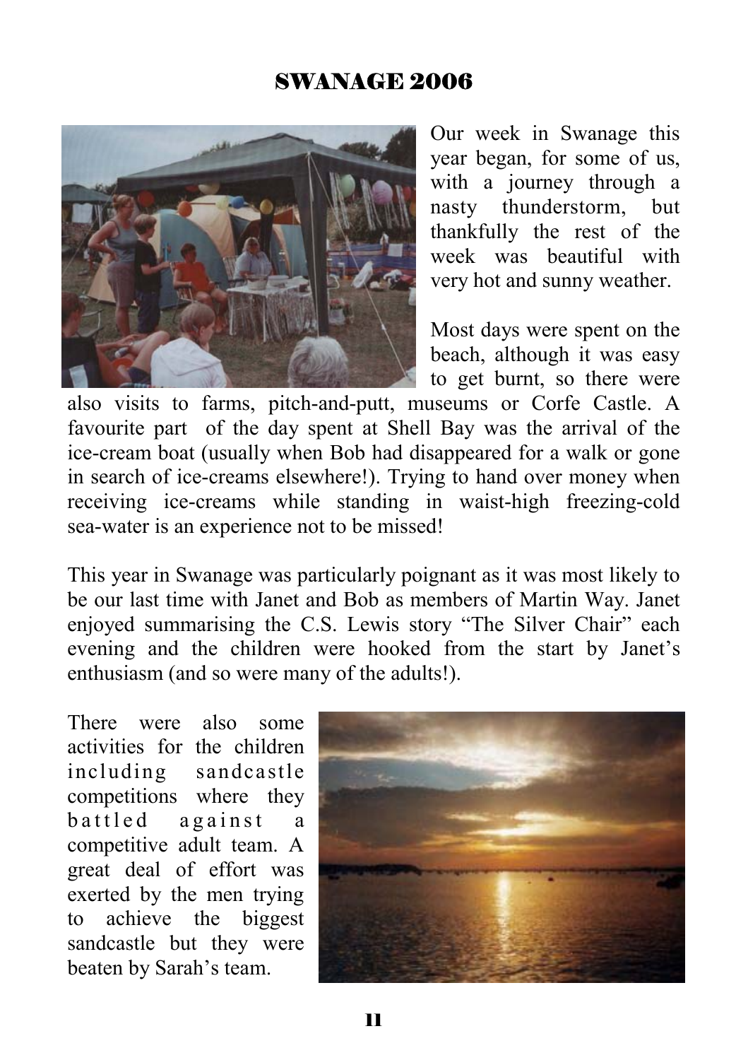## SWANAGE 2006

Our week in Swanage this year began, for some of us, with a journey through a nasty thunderstorm, but thankfully the rest of the week was beautiful with very hot and sunny weather.

Most days were spent on the beach, although it was easy to get burnt, so there were also visits to farms, pitch-and-putt, museums or Corfe Castle. A favourite part of the day spent at Shell Bay was the arrival of the ice-cream boat (usually when Bob had disappeared for a walk or gone in search of ice-creams elsewhere!). Trying to hand over money when receiving ice-creams while standing in waist-high freezing-cold sea-water is an experience not to be missed!

This year in Swanage was particularly poignant as it was most likely to be our last time with Janet and Bob as members of Martin Way. Janet enjoyed summarising the C.S. Lewis story "The Silver Chair" each evening and the children were hooked from the start by Janet's enthusiasm (and so were many of the adults!).

There were also some activities for the children including sandcastle competitions where they battled against a competitive adult team. A great deal of effort was exerted by the men trying to achieve the biggest sandcastle but they were beaten by Sarah's team.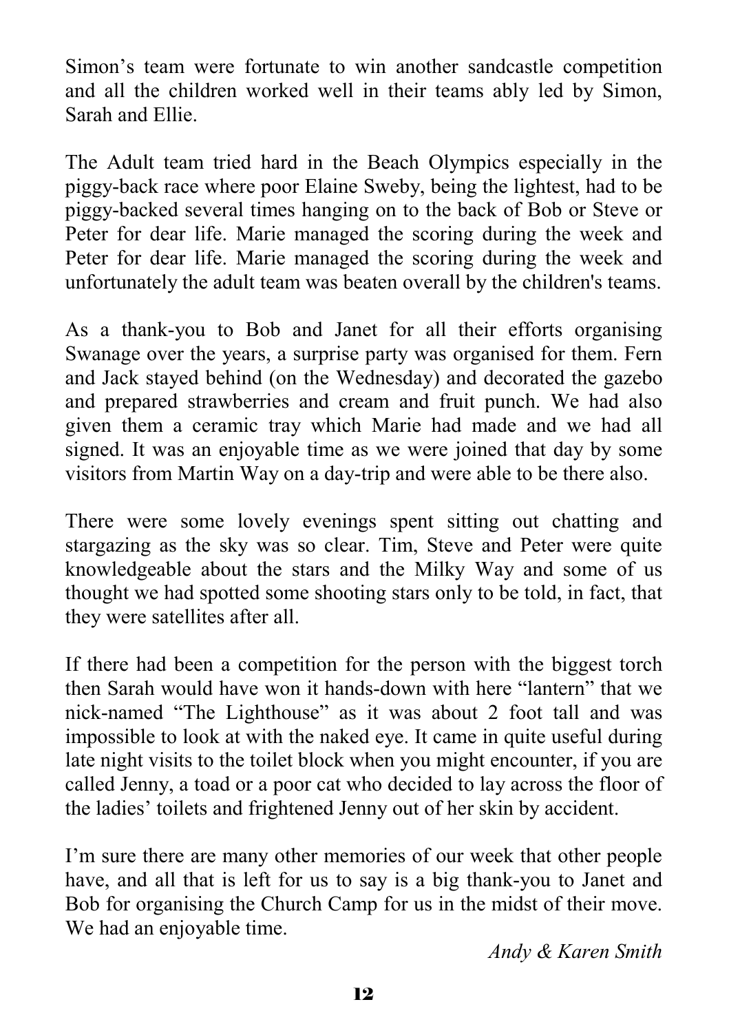Simon's team were fortunate to win another sandcastle competition and all the children worked well in their teams ably led by Simon, Sarah and Ellie.

The Adult team tried hard in the Beach Olympics especially in the piggy-back race where poor Elaine Sweby, being the lightest, had to be piggy-backed several times hanging on to the back of Bob or Steve or Peter for dear life. Marie managed the scoring during the week and Peter for dear life. Marie managed the scoring during the week and unfortunately the adult team was beaten overall by the children's teams.

As a thank-you to Bob and Janet for all their efforts organising Swanage over the years, a surprise party was organised for them. Fern and Jack stayed behind (on the Wednesday) and decorated the gazebo and prepared strawberries and cream and fruit punch. We had also given them a ceramic tray which Marie had made and we had all signed. It was an enjoyable time as we were joined that day by some visitors from Martin Way on a day-trip and were able to be there also.

There were some lovely evenings spent sitting out chatting and stargazing as the sky was so clear. Tim, Steve and Peter were quite knowledgeable about the stars and the Milky Way and some of us thought we had spotted some shooting stars only to be told, in fact, that they were satellites after all.

If there had been a competition for the person with the biggest torch then Sarah would have won it hands-down with here "lantern" that we nick-named "The Lighthouse" as it was about 2 foot tall and was impossible to look at with the naked eye. It came in quite useful during late night visits to the toilet block when you might encounter, if you are called Jenny, a toad or a poor cat who decided to lay across the floor of the ladies' toilets and frightened Jenny out of her skin by accident.

I'm sure there are many other memories of our week that other people have, and all that is left for us to say is a big thank-you to Janet and Bob for organising the Church Camp for us in the midst of their move. We had an enjoyable time.

*Andy & Karen Smith*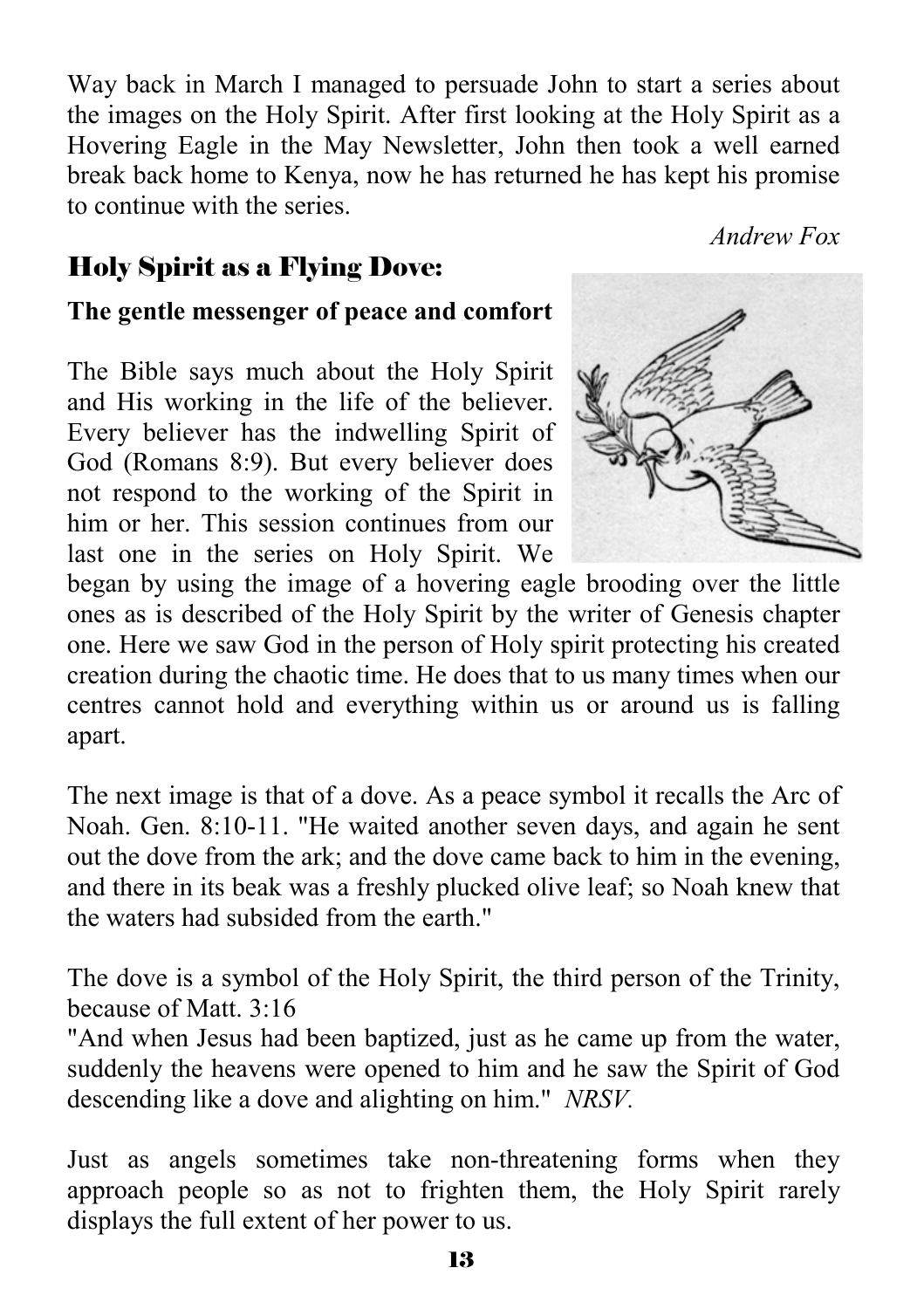Way back in March I managed to persuade John to start a series about the images on the Holy Spirit. After first looking at the Holy Spirit as a Hovering Eagle in the May Newsletter, John then took a well earned break back home to Kenya, now he has returned he has kept his promise to continue with the series.

*Andrew Fox*

## Holy Spirit as a Flying Dove:

**The gentle messenger of peace and comfort**

The Bible says much about the Holy Spirit and His working in the life of the believer. Every believer has the indwelling Spirit of God (Romans 8:9). But every believer does not respond to the working of the Spirit in him or her. This session continues from our last one in the series on Holy Spirit. We began by using the image of a hovering eagle brooding over the little ones as is described of the Holy Spirit by the writer of Genesis chapter one. Here we saw God in the person of Holy spirit protecting his created creation during the chaotic time. He does that to us many times when our centres cannot hold and everything within us or around us is falling apart.

The next image is that of a dove. As a peace symbol it recalls the Arc of Noah. Gen. 8:10-11. "He waited another seven days, and again he sent out the dove from the ark; and the dove came back to him in the evening, and there in its beak was a freshly plucked olive leaf; so Noah knew that the waters had subsided from the earth."

The dove is a symbol of the Holy Spirit, the third person of the Trinity, because of Matt. 3:16

"And when Jesus had been baptized, just as he came up from the water, suddenly the heavens were opened to him and he saw the Spirit of God descending like a dove and alighting on him." *NRSV.*

Just as angels sometimes take non-threatening forms when they approach people so as not to frighten them, the Holy Spirit rarely displays the full extent of her power to us.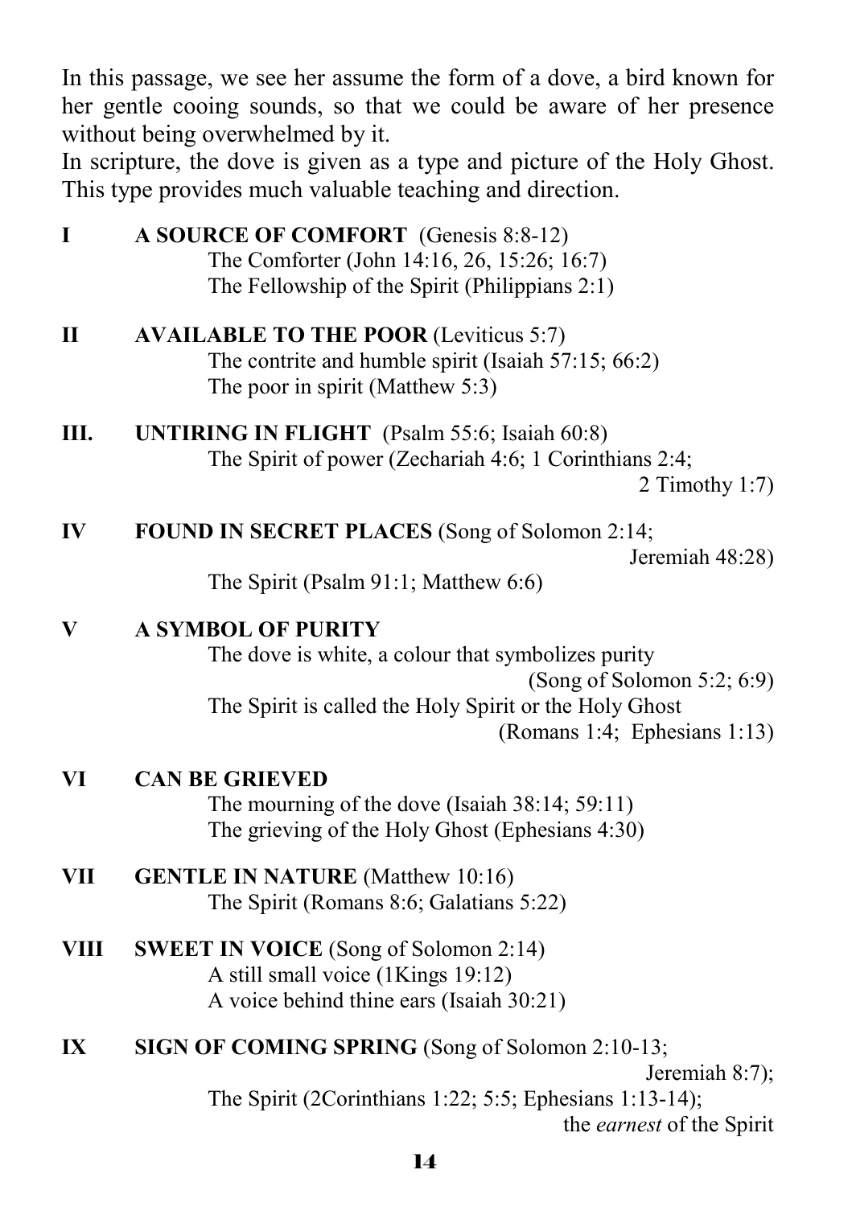In this passage, we see her assume the form of a dove, a bird known for her gentle cooing sounds, so that we could be aware of her presence without being overwhelmed by it.

In scripture, the dove is given as a type and picture of the Holy Ghost. This type provides much valuable teaching and direction.

**I A SOURCE OF COMFORT** (Genesis 8:8-12)
The Comforter (John 14:16, 26, 15:26; 16:7)
The Fellowship of the Spirit (Philippians 2:1)

**II AVAILABLE TO THE POOR** (Leviticus 5:7)
The contrite and humble spirit (Isaiah 57:15; 66:2)
The poor in spirit (Matthew 5:3)

**III. UNTIRING IN FLIGHT** (Psalm 55:6; Isaiah 60:8)
The Spirit of power (Zechariah 4:6; 1 Corinthians 2:4; 2 Timothy 1:7)

**IV FOUND IN SECRET PLACES** (Song of Solomon 2:14; Jeremiah 48:28)
The Spirit (Psalm 91:1; Matthew 6:6)

**V A SYMBOL OF PURITY**
The dove is white, a colour that symbolizes purity (Song of Solomon 5:2; 6:9)
The Spirit is called the Holy Spirit or the Holy Ghost (Romans 1:4; Ephesians 1:13)

**VI CAN BE GRIEVED**
The mourning of the dove (Isaiah 38:14; 59:11)
The grieving of the Holy Ghost (Ephesians 4:30)

**VII GENTLE IN NATURE** (Matthew 10:16)
The Spirit (Romans 8:6; Galatians 5:22)

**VIII SWEET IN VOICE** (Song of Solomon 2:14)
A still small voice (1Kings 19:12)
A voice behind thine ears (Isaiah 30:21)

**IX SIGN OF COMING SPRING** (Song of Solomon 2:10-13; Jeremiah 8:7);
The Spirit (2Corinthians 1:22; 5:5; Ephesians 1:13-14); the *earnest* of the Spirit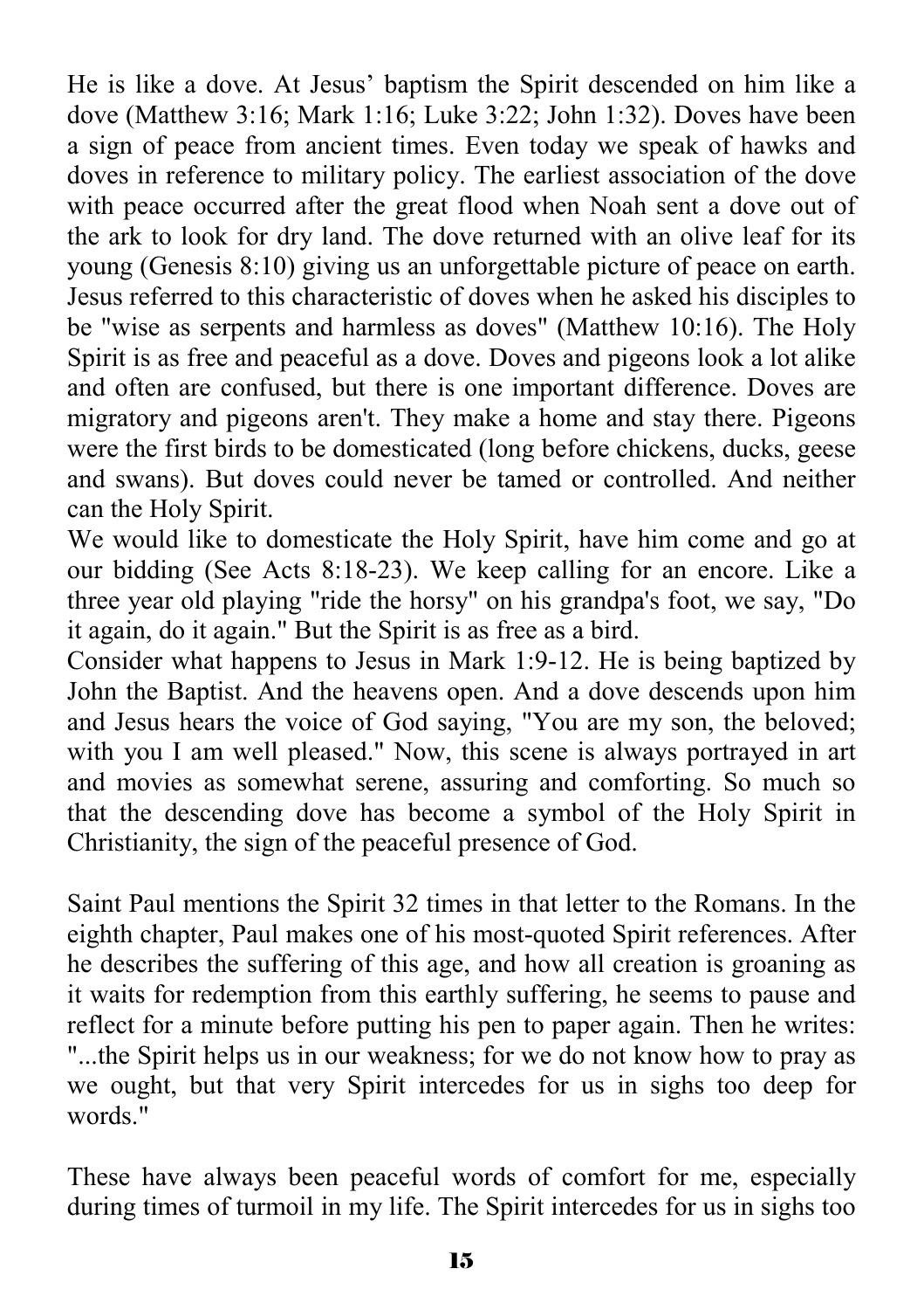He is like a dove. At Jesus' baptism the Spirit descended on him like a dove (Matthew 3:16; Mark 1:16; Luke 3:22; John 1:32). Doves have been a sign of peace from ancient times. Even today we speak of hawks and doves in reference to military policy. The earliest association of the dove with peace occurred after the great flood when Noah sent a dove out of the ark to look for dry land. The dove returned with an olive leaf for its young (Genesis 8:10) giving us an unforgettable picture of peace on earth. Jesus referred to this characteristic of doves when he asked his disciples to be "wise as serpents and harmless as doves" (Matthew 10:16). The Holy Spirit is as free and peaceful as a dove. Doves and pigeons look a lot alike and often are confused, but there is one important difference. Doves are migratory and pigeons aren't. They make a home and stay there. Pigeons were the first birds to be domesticated (long before chickens, ducks, geese and swans). But doves could never be tamed or controlled. And neither can the Holy Spirit.

We would like to domesticate the Holy Spirit, have him come and go at our bidding (See Acts 8:18-23). We keep calling for an encore. Like a three year old playing "ride the horsy" on his grandpa's foot, we say, "Do it again, do it again." But the Spirit is as free as a bird.

Consider what happens to Jesus in Mark 1:9-12. He is being baptized by John the Baptist. And the heavens open. And a dove descends upon him and Jesus hears the voice of God saying, "You are my son, the beloved; with you I am well pleased." Now, this scene is always portrayed in art and movies as somewhat serene, assuring and comforting. So much so that the descending dove has become a symbol of the Holy Spirit in Christianity, the sign of the peaceful presence of God.

Saint Paul mentions the Spirit 32 times in that letter to the Romans. In the eighth chapter, Paul makes one of his most-quoted Spirit references. After he describes the suffering of this age, and how all creation is groaning as it waits for redemption from this earthly suffering, he seems to pause and reflect for a minute before putting his pen to paper again. Then he writes: "...the Spirit helps us in our weakness; for we do not know how to pray as we ought, but that very Spirit intercedes for us in sighs too deep for words."

These have always been peaceful words of comfort for me, especially during times of turmoil in my life. The Spirit intercedes for us in sighs too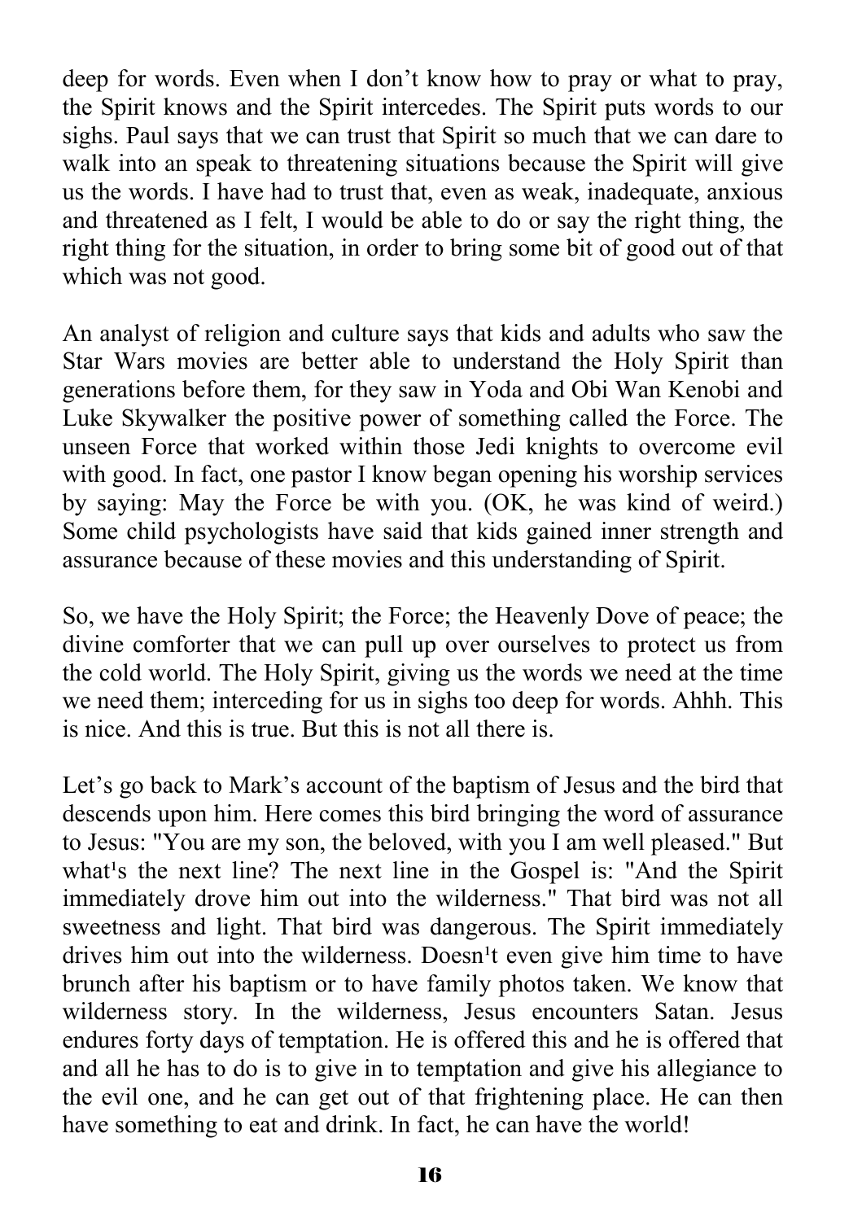deep for words. Even when I don't know how to pray or what to pray, the Spirit knows and the Spirit intercedes. The Spirit puts words to our sighs. Paul says that we can trust that Spirit so much that we can dare to walk into an speak to threatening situations because the Spirit will give us the words. I have had to trust that, even as weak, inadequate, anxious and threatened as I felt, I would be able to do or say the right thing, the right thing for the situation, in order to bring some bit of good out of that which was not good.

An analyst of religion and culture says that kids and adults who saw the Star Wars movies are better able to understand the Holy Spirit than generations before them, for they saw in Yoda and Obi Wan Kenobi and Luke Skywalker the positive power of something called the Force. The unseen Force that worked within those Jedi knights to overcome evil with good. In fact, one pastor I know began opening his worship services by saying: May the Force be with you. (OK, he was kind of weird.) Some child psychologists have said that kids gained inner strength and assurance because of these movies and this understanding of Spirit.

So, we have the Holy Spirit; the Force; the Heavenly Dove of peace; the divine comforter that we can pull up over ourselves to protect us from the cold world. The Holy Spirit, giving us the words we need at the time we need them; interceding for us in sighs too deep for words. Ahhh. This is nice. And this is true. But this is not all there is.

Let's go back to Mark's account of the baptism of Jesus and the bird that descends upon him. Here comes this bird bringing the word of assurance to Jesus: "You are my son, the beloved, with you I am well pleased." But what's the next line? The next line in the Gospel is: "And the Spirit immediately drove him out into the wilderness." That bird was not all sweetness and light. That bird was dangerous. The Spirit immediately drives him out into the wilderness. Doesn't even give him time to have brunch after his baptism or to have family photos taken. We know that wilderness story. In the wilderness, Jesus encounters Satan. Jesus endures forty days of temptation. He is offered this and he is offered that and all he has to do is to give in to temptation and give his allegiance to the evil one, and he can get out of that frightening place. He can then have something to eat and drink. In fact, he can have the world!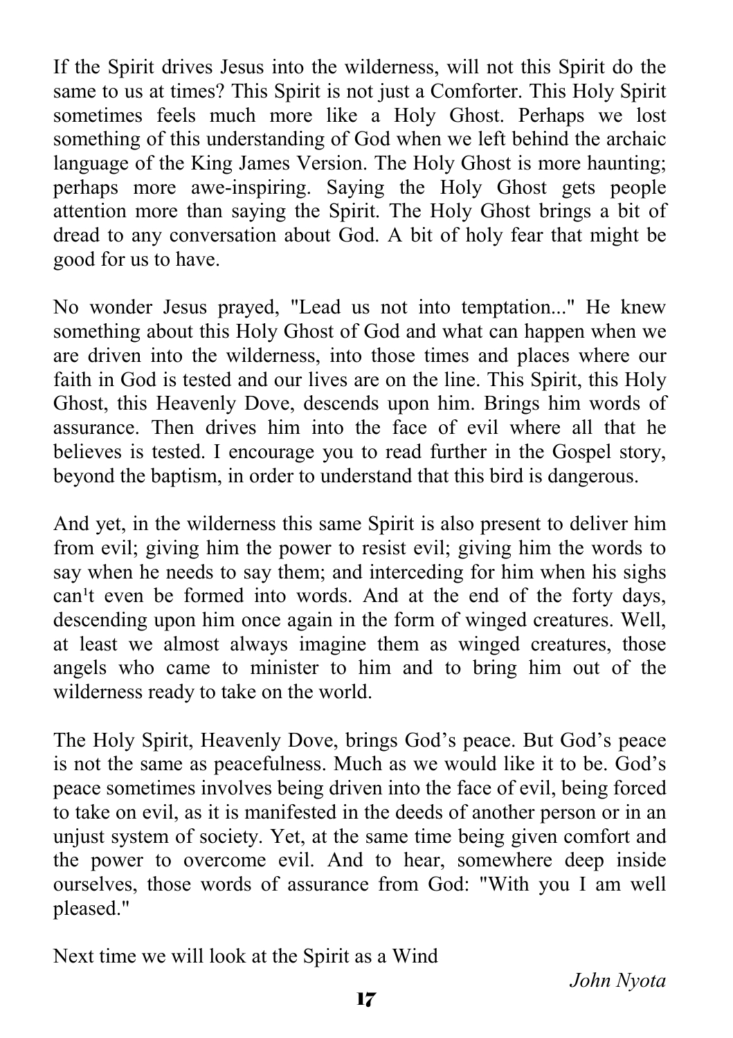If the Spirit drives Jesus into the wilderness, will not this Spirit do the same to us at times? This Spirit is not just a Comforter. This Holy Spirit sometimes feels much more like a Holy Ghost. Perhaps we lost something of this understanding of God when we left behind the archaic language of the King James Version. The Holy Ghost is more haunting; perhaps more awe-inspiring. Saying the Holy Ghost gets people attention more than saying the Spirit. The Holy Ghost brings a bit of dread to any conversation about God. A bit of holy fear that might be good for us to have.

No wonder Jesus prayed, "Lead us not into temptation..." He knew something about this Holy Ghost of God and what can happen when we are driven into the wilderness, into those times and places where our faith in God is tested and our lives are on the line. This Spirit, this Holy Ghost, this Heavenly Dove, descends upon him. Brings him words of assurance. Then drives him into the face of evil where all that he believes is tested. I encourage you to read further in the Gospel story, beyond the baptism, in order to understand that this bird is dangerous.

And yet, in the wilderness this same Spirit is also present to deliver him from evil; giving him the power to resist evil; giving him the words to say when he needs to say them; and interceding for him when his sighs can¹t even be formed into words. And at the end of the forty days, descending upon him once again in the form of winged creatures. Well, at least we almost always imagine them as winged creatures, those angels who came to minister to him and to bring him out of the wilderness ready to take on the world.

The Holy Spirit, Heavenly Dove, brings God's peace. But God's peace is not the same as peacefulness. Much as we would like it to be. God's peace sometimes involves being driven into the face of evil, being forced to take on evil, as it is manifested in the deeds of another person or in an unjust system of society. Yet, at the same time being given comfort and the power to overcome evil. And to hear, somewhere deep inside ourselves, those words of assurance from God: "With you I am well pleased."

Next time we will look at the Spirit as a Wind

*John Nyota*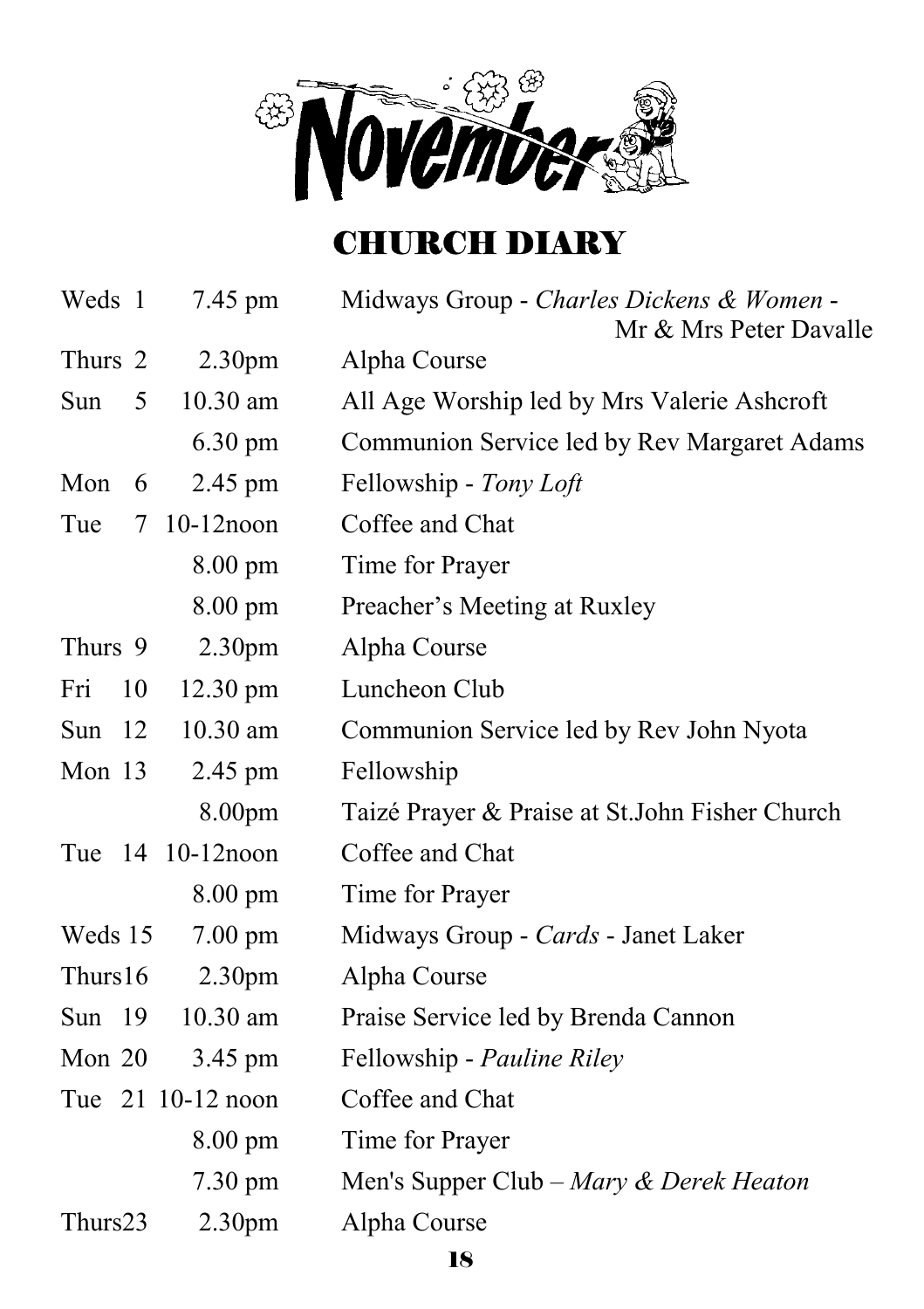# November

## CHURCH DIARY

| | | |
|---|---|---|
| Weds 1 | 7.45 pm | Midways Group - *Charles Dickens & Women* - Mr & Mrs Peter Davalle |
| Thurs 2 | 2.30pm | Alpha Course |
| Sun 5 | 10.30 am | All Age Worship led by Mrs Valerie Ashcroft |
| | 6.30 pm | Communion Service led by Rev Margaret Adams |
| Mon 6 | 2.45 pm | Fellowship - *Tony Loft* |
| Tue 7 | 10-12noon | Coffee and Chat |
| | 8.00 pm | Time for Prayer |
| | 8.00 pm | Preacher's Meeting at Ruxley |
| Thurs 9 | 2.30pm | Alpha Course |
| Fri 10 | 12.30 pm | Luncheon Club |
| Sun 12 | 10.30 am | Communion Service led by Rev John Nyota |
| Mon 13 | 2.45 pm | Fellowship |
| | 8.00pm | Taizé Prayer & Praise at St.John Fisher Church |
| Tue 14 | 10-12noon | Coffee and Chat |
| | 8.00 pm | Time for Prayer |
| Weds 15 | 7.00 pm | Midways Group - *Cards* - Janet Laker |
| Thurs16 | 2.30pm | Alpha Course |
| Sun 19 | 10.30 am | Praise Service led by Brenda Cannon |
| Mon 20 | 3.45 pm | Fellowship - *Pauline Riley* |
| Tue 21 | 10-12 noon | Coffee and Chat |
| | 8.00 pm | Time for Prayer |
| | 7.30 pm | Men's Supper Club – *Mary & Derek Heaton* |
| Thurs23 | 2.30pm | Alpha Course |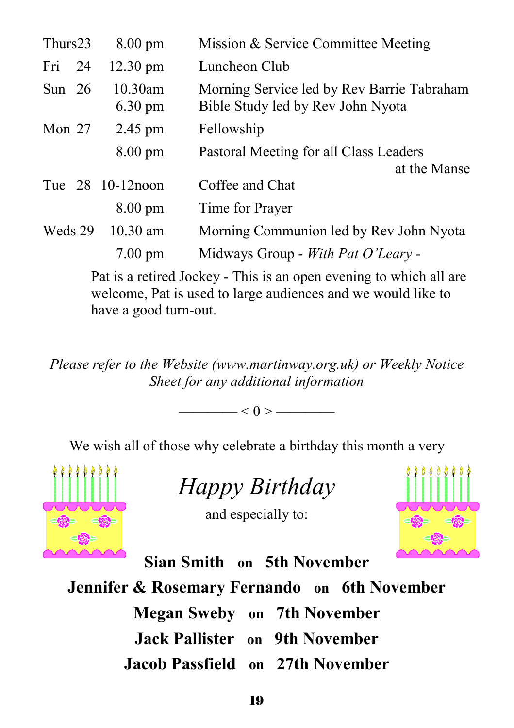| | | |
|---|---|---|
| Thurs23 | 8.00 pm | Mission & Service Committee Meeting |
| Fri 24 | 12.30 pm | Luncheon Club |
| Sun 26 | 10.30am | Morning Service led by Rev Barrie Tabraham |
| | 6.30 pm | Bible Study led by Rev John Nyota |
| Mon 27 | 2.45 pm | Fellowship |
| | 8.00 pm | Pastoral Meeting for all Class Leaders at the Manse |
| Tue 28 | 10-12noon | Coffee and Chat |
| | 8.00 pm | Time for Prayer |
| Weds 29 | 10.30 am | Morning Communion led by Rev John Nyota |
| | 7.00 pm | Midways Group - *With Pat O'Leary -* |

Pat is a retired Jockey - This is an open evening to which all are welcome, Pat is used to large audiences and we would like to have a good turn-out.

*Please refer to the Website (www.martinway.org.uk) or Weekly Notice Sheet for any additional information*

———— < 0 > ————

We wish all of those why celebrate a birthday this month a very

*Happy Birthday*

and especially to:

**Sian Smith on 5th November**

**Jennifer & Rosemary Fernando on 6th November**

**Megan Sweby on 7th November**

**Jack Pallister on 9th November**

**Jacob Passfield on 27th November**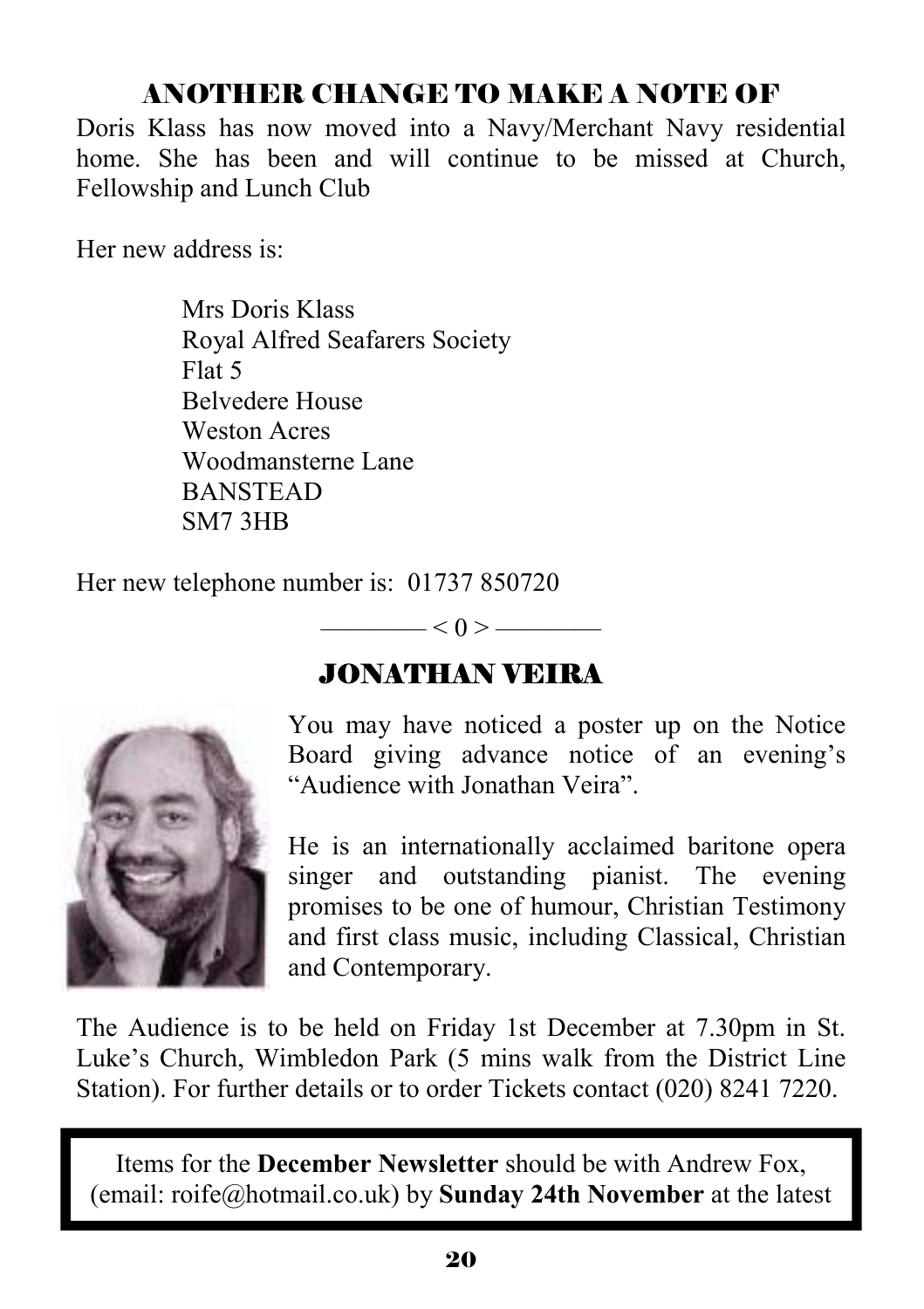## ANOTHER CHANGE TO MAKE A NOTE OF

Doris Klass has now moved into a Navy/Merchant Navy residential home. She has been and will continue to be missed at Church, Fellowship and Lunch Club

Her new address is:

Mrs Doris Klass
Royal Alfred Seafarers Society
Flat 5
Belvedere House
Weston Acres
Woodmansterne Lane
BANSTEAD
SM7 3HB

Her new telephone number is: 01737 850720

———— < 0 > ————

## JONATHAN VEIRA

You may have noticed a poster up on the Notice Board giving advance notice of an evening's "Audience with Jonathan Veira".

He is an internationally acclaimed baritone opera singer and outstanding pianist. The evening promises to be one of humour, Christian Testimony and first class music, including Classical, Christian and Contemporary.

The Audience is to be held on Friday 1st December at 7.30pm in St. Luke's Church, Wimbledon Park (5 mins walk from the District Line Station). For further details or to order Tickets contact (020) 8241 7220.

Items for the **December Newsletter** should be with Andrew Fox, (email: roife@hotmail.co.uk) by **Sunday 24th November** at the latest